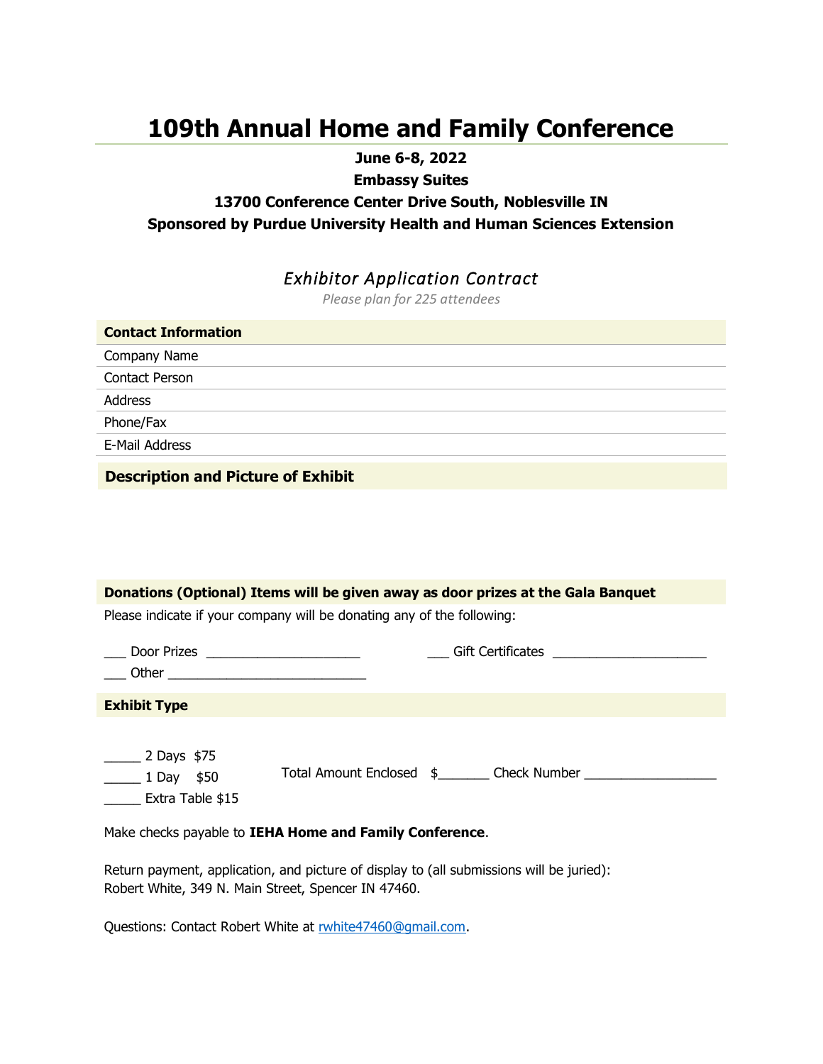# 109th Annual Home and Family Conference

**June 6-8, 2022**

**Embassy Suites**

**13700 Conference Center Drive South, Noblesville IN**

**Sponsored by Purdue University Health and Human Sciences Extension**

## *Exhibitor Application Contract*

*Please plan for 225 attendees*

### Contact Information

Company Name

Contact Person

Address

Phone/Fax

E-Mail Address

### Description and Picture of Exhibit

### Donations (Optional) Items will be given away as door prizes at the Gala Banquet

Please indicate if your company will be donating any of the following:

___ Door Prizes ______________________ ___ Gift Certificates ______________________

___ Other ____________________________

### Exhibit Type

_____ 2 Days $75

_____ 1 Day $50

_____ Extra Table $15

Total Amount Enclosed $_______ Check Number ___________________

Make checks payable to **IEHA Home and Family Conference**.

Return payment, application, and picture of display to (all submissions will be juried):
Robert White, 349 N. Main Street, Spencer IN 47460.

Questions: Contact Robert White at rwhite47460@gmail.com.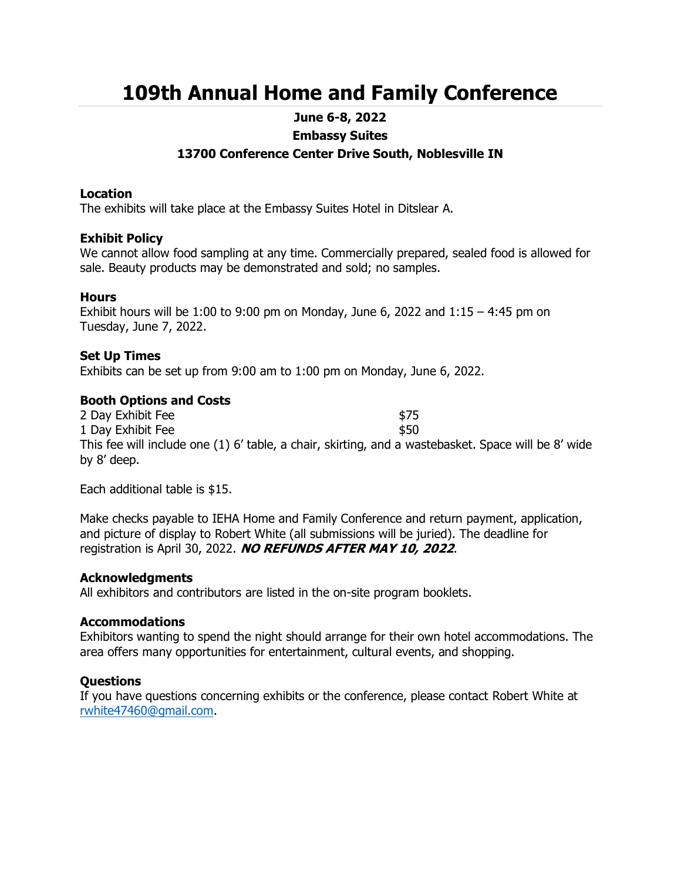# 109th Annual Home and Family Conference

**June 6-8, 2022**

**Embassy Suites**

**13700 Conference Center Drive South, Noblesville IN**

**Location**

The exhibits will take place at the Embassy Suites Hotel in Ditslear A.

**Exhibit Policy**

We cannot allow food sampling at any time. Commercially prepared, sealed food is allowed for sale. Beauty products may be demonstrated and sold; no samples.

**Hours**

Exhibit hours will be 1:00 to 9:00 pm on Monday, June 6, 2022 and 1:15 – 4:45 pm on Tuesday, June 7, 2022.

**Set Up Times**

Exhibits can be set up from 9:00 am to 1:00 pm on Monday, June 6, 2022.

**Booth Options and Costs**

| | |
|---|---|
| 2 Day Exhibit Fee | $75 |
| 1 Day Exhibit Fee | $50 |

This fee will include one (1) 6' table, a chair, skirting, and a wastebasket. Space will be 8' wide by 8' deep.

Each additional table is $15.

Make checks payable to IEHA Home and Family Conference and return payment, application, and picture of display to Robert White (all submissions will be juried). The deadline for registration is April 30, 2022. ***NO REFUNDS AFTER MAY 10, 2022***.

**Acknowledgments**

All exhibitors and contributors are listed in the on-site program booklets.

**Accommodations**

Exhibitors wanting to spend the night should arrange for their own hotel accommodations. The area offers many opportunities for entertainment, cultural events, and shopping.

**Questions**

If you have questions concerning exhibits or the conference, please contact Robert White at rwhite47460@gmail.com.